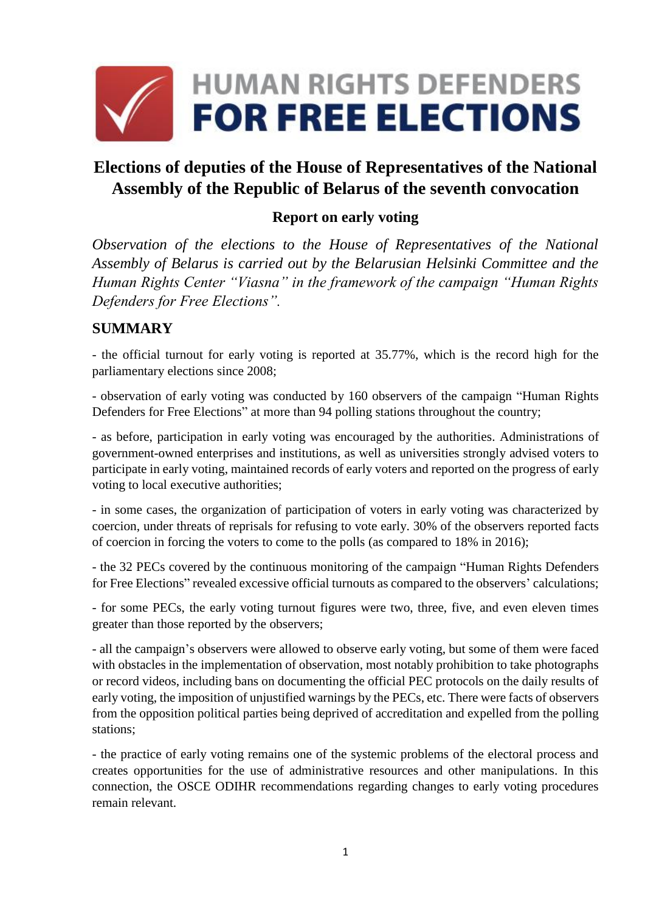HUMAN RIGHTS DEFENDERS
**FOR FREE ELECTIONS**

# Elections of deputies of the House of Representatives of the National Assembly of the Republic of Belarus of the seventh convocation

## Report on early voting

*Observation of the elections to the House of Representatives of the National Assembly of Belarus is carried out by the Belarusian Helsinki Committee and the Human Rights Center "Viasna" in the framework of the campaign "Human Rights Defenders for Free Elections".*

## SUMMARY

- the official turnout for early voting is reported at 35.77%, which is the record high for the parliamentary elections since 2008;

- observation of early voting was conducted by 160 observers of the campaign "Human Rights Defenders for Free Elections" at more than 94 polling stations throughout the country;

- as before, participation in early voting was encouraged by the authorities. Administrations of government-owned enterprises and institutions, as well as universities strongly advised voters to participate in early voting, maintained records of early voters and reported on the progress of early voting to local executive authorities;

- in some cases, the organization of participation of voters in early voting was characterized by coercion, under threats of reprisals for refusing to vote early. 30% of the observers reported facts of coercion in forcing the voters to come to the polls (as compared to 18% in 2016);

- the 32 PECs covered by the continuous monitoring of the campaign "Human Rights Defenders for Free Elections" revealed excessive official turnouts as compared to the observers' calculations;

- for some PECs, the early voting turnout figures were two, three, five, and even eleven times greater than those reported by the observers;

- all the campaign's observers were allowed to observe early voting, but some of them were faced with obstacles in the implementation of observation, most notably prohibition to take photographs or record videos, including bans on documenting the official PEC protocols on the daily results of early voting, the imposition of unjustified warnings by the PECs, etc. There were facts of observers from the opposition political parties being deprived of accreditation and expelled from the polling stations;

- the practice of early voting remains one of the systemic problems of the electoral process and creates opportunities for the use of administrative resources and other manipulations. In this connection, the OSCE ODIHR recommendations regarding changes to early voting procedures remain relevant.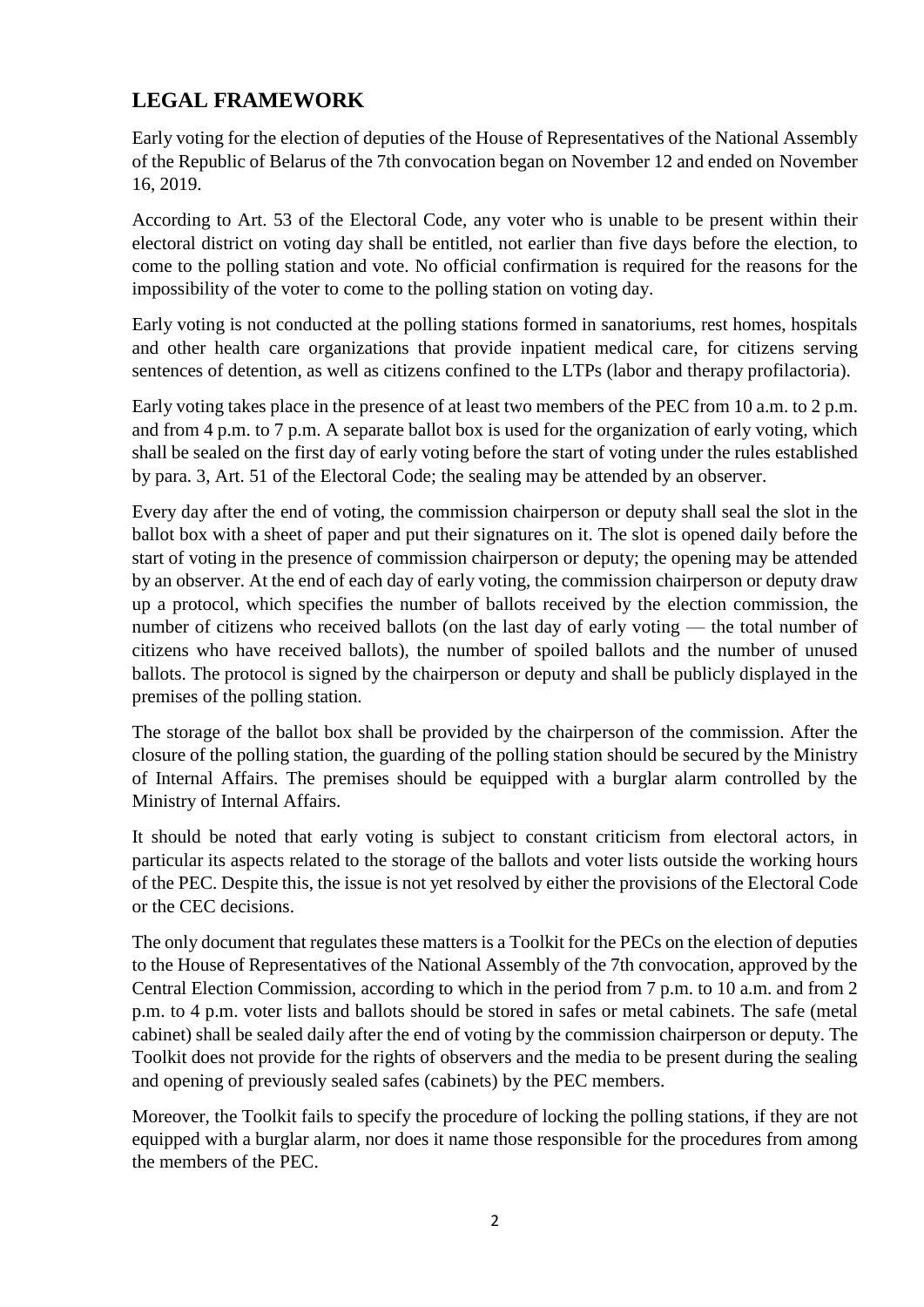## LEGAL FRAMEWORK

Early voting for the election of deputies of the House of Representatives of the National Assembly of the Republic of Belarus of the 7th convocation began on November 12 and ended on November 16, 2019.

According to Art. 53 of the Electoral Code, any voter who is unable to be present within their electoral district on voting day shall be entitled, not earlier than five days before the election, to come to the polling station and vote. No official confirmation is required for the reasons for the impossibility of the voter to come to the polling station on voting day.

Early voting is not conducted at the polling stations formed in sanatoriums, rest homes, hospitals and other health care organizations that provide inpatient medical care, for citizens serving sentences of detention, as well as citizens confined to the LTPs (labor and therapy profilactoria).

Early voting takes place in the presence of at least two members of the PEC from 10 a.m. to 2 p.m. and from 4 p.m. to 7 p.m. A separate ballot box is used for the organization of early voting, which shall be sealed on the first day of early voting before the start of voting under the rules established by para. 3, Art. 51 of the Electoral Code; the sealing may be attended by an observer.

Every day after the end of voting, the commission chairperson or deputy shall seal the slot in the ballot box with a sheet of paper and put their signatures on it. The slot is opened daily before the start of voting in the presence of commission chairperson or deputy; the opening may be attended by an observer. At the end of each day of early voting, the commission chairperson or deputy draw up a protocol, which specifies the number of ballots received by the election commission, the number of citizens who received ballots (on the last day of early voting — the total number of citizens who have received ballots), the number of spoiled ballots and the number of unused ballots. The protocol is signed by the chairperson or deputy and shall be publicly displayed in the premises of the polling station.

The storage of the ballot box shall be provided by the chairperson of the commission. After the closure of the polling station, the guarding of the polling station should be secured by the Ministry of Internal Affairs. The premises should be equipped with a burglar alarm controlled by the Ministry of Internal Affairs.

It should be noted that early voting is subject to constant criticism from electoral actors, in particular its aspects related to the storage of the ballots and voter lists outside the working hours of the PEC. Despite this, the issue is not yet resolved by either the provisions of the Electoral Code or the CEC decisions.

The only document that regulates these matters is a Toolkit for the PECs on the election of deputies to the House of Representatives of the National Assembly of the 7th convocation, approved by the Central Election Commission, according to which in the period from 7 p.m. to 10 a.m. and from 2 p.m. to 4 p.m. voter lists and ballots should be stored in safes or metal cabinets. The safe (metal cabinet) shall be sealed daily after the end of voting by the commission chairperson or deputy. The Toolkit does not provide for the rights of observers and the media to be present during the sealing and opening of previously sealed safes (cabinets) by the PEC members.

Moreover, the Toolkit fails to specify the procedure of locking the polling stations, if they are not equipped with a burglar alarm, nor does it name those responsible for the procedures from among the members of the PEC.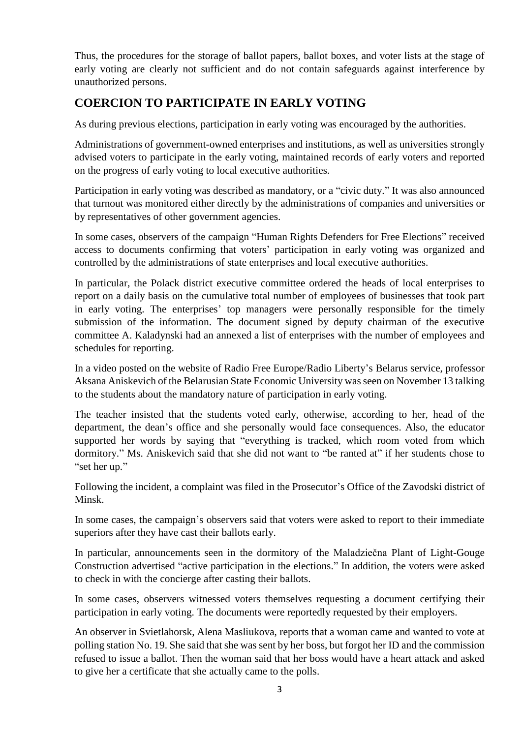Thus, the procedures for the storage of ballot papers, ballot boxes, and voter lists at the stage of early voting are clearly not sufficient and do not contain safeguards against interference by unauthorized persons.

## COERCION TO PARTICIPATE IN EARLY VOTING

As during previous elections, participation in early voting was encouraged by the authorities.

Administrations of government-owned enterprises and institutions, as well as universities strongly advised voters to participate in the early voting, maintained records of early voters and reported on the progress of early voting to local executive authorities.

Participation in early voting was described as mandatory, or a "civic duty." It was also announced that turnout was monitored either directly by the administrations of companies and universities or by representatives of other government agencies.

In some cases, observers of the campaign "Human Rights Defenders for Free Elections" received access to documents confirming that voters' participation in early voting was organized and controlled by the administrations of state enterprises and local executive authorities.

In particular, the Polack district executive committee ordered the heads of local enterprises to report on a daily basis on the cumulative total number of employees of businesses that took part in early voting. The enterprises' top managers were personally responsible for the timely submission of the information. The document signed by deputy chairman of the executive committee A. Kaladynski had an annexed a list of enterprises with the number of employees and schedules for reporting.

In a video posted on the website of Radio Free Europe/Radio Liberty's Belarus service, professor Aksana Aniskevich of the Belarusian State Economic University was seen on November 13 talking to the students about the mandatory nature of participation in early voting.

The teacher insisted that the students voted early, otherwise, according to her, head of the department, the dean's office and she personally would face consequences. Also, the educator supported her words by saying that "everything is tracked, which room voted from which dormitory." Ms. Aniskevich said that she did not want to "be ranted at" if her students chose to "set her up."

Following the incident, a complaint was filed in the Prosecutor's Office of the Zavodski district of Minsk.

In some cases, the campaign's observers said that voters were asked to report to their immediate superiors after they have cast their ballots early.

In particular, announcements seen in the dormitory of the Maladziečna Plant of Light-Gouge Construction advertised "active participation in the elections." In addition, the voters were asked to check in with the concierge after casting their ballots.

In some cases, observers witnessed voters themselves requesting a document certifying their participation in early voting. The documents were reportedly requested by their employers.

An observer in Svietlahorsk, Alena Masliukova, reports that a woman came and wanted to vote at polling station No. 19. She said that she was sent by her boss, but forgot her ID and the commission refused to issue a ballot. Then the woman said that her boss would have a heart attack and asked to give her a certificate that she actually came to the polls.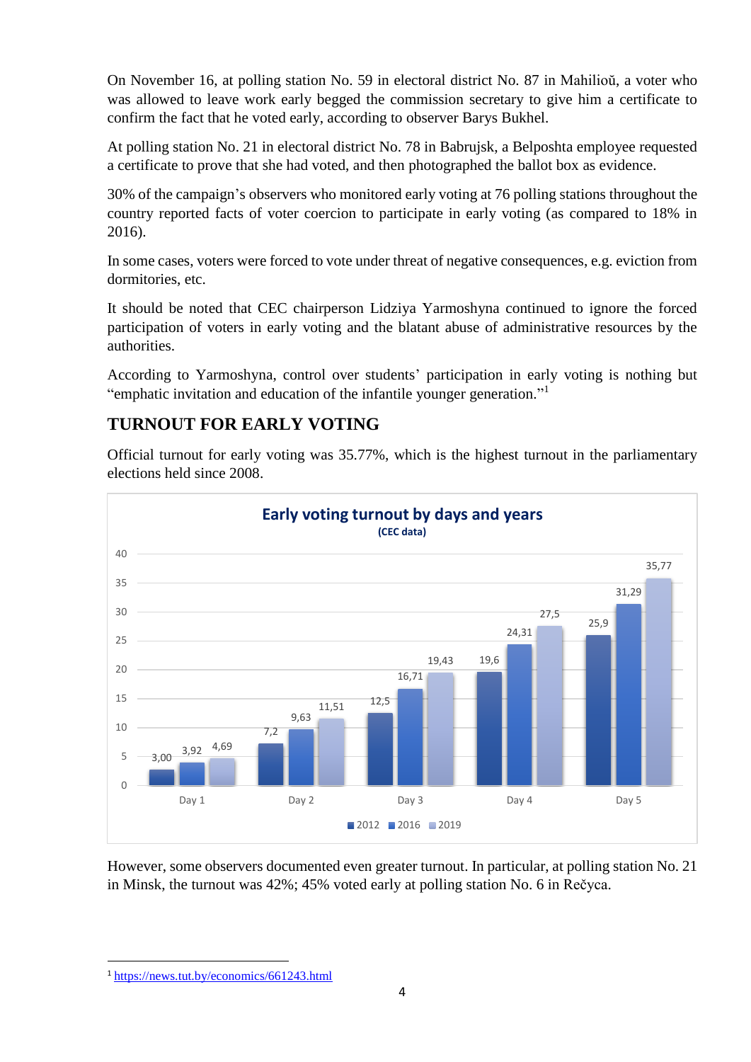On November 16, at polling station No. 59 in electoral district No. 87 in Mahilioŭ, a voter who was allowed to leave work early begged the commission secretary to give him a certificate to confirm the fact that he voted early, according to observer Barys Bukhel.

At polling station No. 21 in electoral district No. 78 in Babrujsk, a Belposhta employee requested a certificate to prove that she had voted, and then photographed the ballot box as evidence.

30% of the campaign's observers who monitored early voting at 76 polling stations throughout the country reported facts of voter coercion to participate in early voting (as compared to 18% in 2016).

In some cases, voters were forced to vote under threat of negative consequences, e.g. eviction from dormitories, etc.

It should be noted that CEC chairperson Lidziya Yarmoshyna continued to ignore the forced participation of voters in early voting and the blatant abuse of administrative resources by the authorities.

According to Yarmoshyna, control over students' participation in early voting is nothing but "emphatic invitation and education of the infantile younger generation."[1]

## TURNOUT FOR EARLY VOTING

Official turnout for early voting was 35.77%, which is the highest turnout in the parliamentary elections held since 2008.

**Early voting turnout by days and years**
**(CEC data)**

| | 2012 | 2016 | 2019 |
|---|---|---|---|
| Day 1 | 3,00 | 3,92 | 4,69 |
| Day 2 | 7,2 | 9,63 | 11,51 |
| Day 3 | 12,5 | 16,71 | 19,43 |
| Day 4 | 19,6 | 24,31 | 27,5 |
| Day 5 | 25,9 | 31,29 | 35,77 |

However, some observers documented even greater turnout. In particular, at polling station No. 21 in Minsk, the turnout was 42%; 45% voted early at polling station No. 6 in Rečyca.

[1] https://news.tut.by/economics/661243.html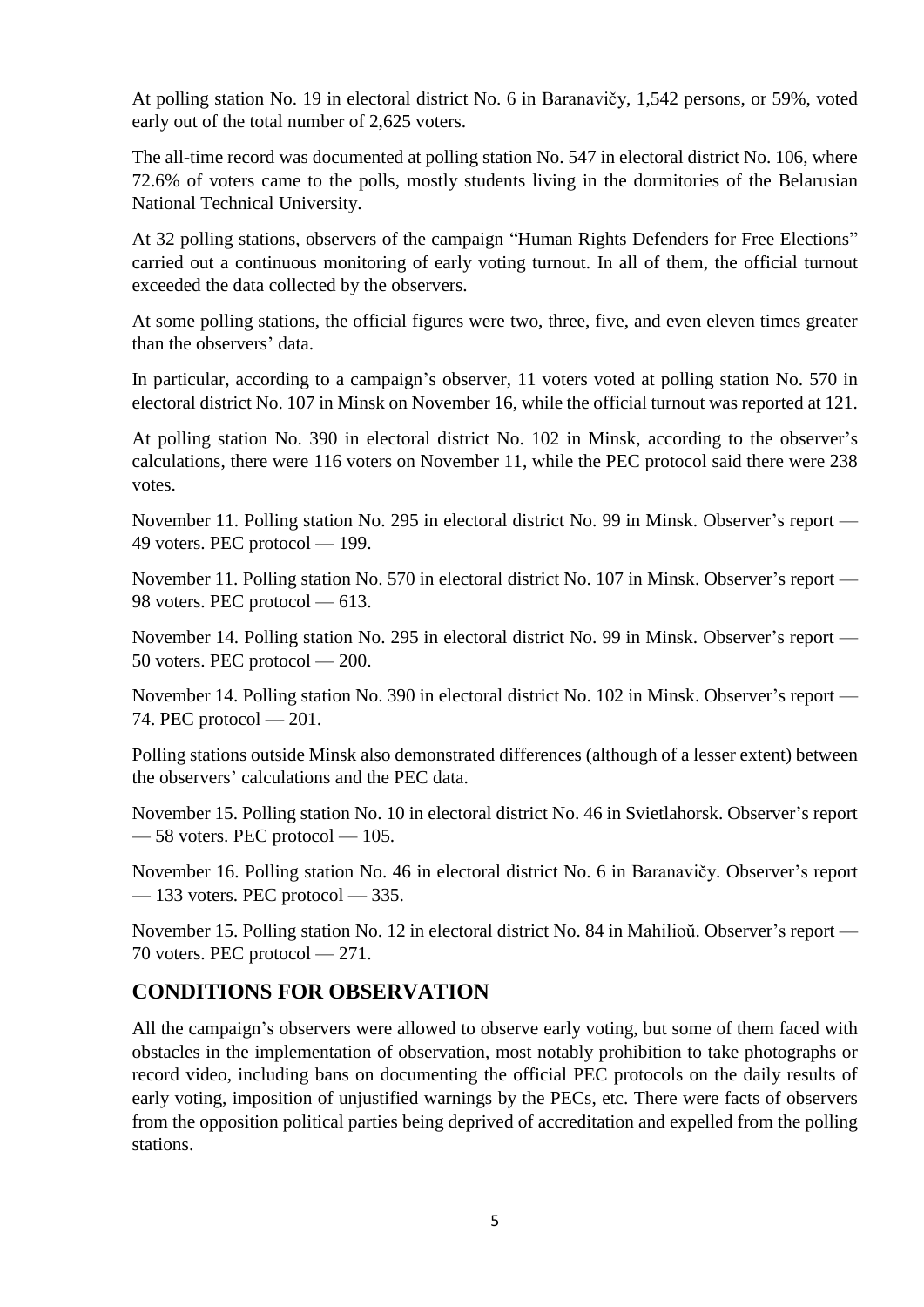At polling station No. 19 in electoral district No. 6 in Baranavičy, 1,542 persons, or 59%, voted early out of the total number of 2,625 voters.

The all-time record was documented at polling station No. 547 in electoral district No. 106, where 72.6% of voters came to the polls, mostly students living in the dormitories of the Belarusian National Technical University.

At 32 polling stations, observers of the campaign "Human Rights Defenders for Free Elections" carried out a continuous monitoring of early voting turnout. In all of them, the official turnout exceeded the data collected by the observers.

At some polling stations, the official figures were two, three, five, and even eleven times greater than the observers' data.

In particular, according to a campaign's observer, 11 voters voted at polling station No. 570 in electoral district No. 107 in Minsk on November 16, while the official turnout was reported at 121.

At polling station No. 390 in electoral district No. 102 in Minsk, according to the observer's calculations, there were 116 voters on November 11, while the PEC protocol said there were 238 votes.

November 11. Polling station No. 295 in electoral district No. 99 in Minsk. Observer's report — 49 voters. PEC protocol — 199.

November 11. Polling station No. 570 in electoral district No. 107 in Minsk. Observer's report — 98 voters. PEC protocol — 613.

November 14. Polling station No. 295 in electoral district No. 99 in Minsk. Observer's report — 50 voters. PEC protocol — 200.

November 14. Polling station No. 390 in electoral district No. 102 in Minsk. Observer's report — 74. PEC protocol — 201.

Polling stations outside Minsk also demonstrated differences (although of a lesser extent) between the observers' calculations and the PEC data.

November 15. Polling station No. 10 in electoral district No. 46 in Svietlahorsk. Observer's report — 58 voters. PEC protocol — 105.

November 16. Polling station No. 46 in electoral district No. 6 in Baranavičy. Observer's report — 133 voters. PEC protocol — 335.

November 15. Polling station No. 12 in electoral district No. 84 in Mahilioŭ. Observer's report — 70 voters. PEC protocol — 271.

## CONDITIONS FOR OBSERVATION

All the campaign's observers were allowed to observe early voting, but some of them faced with obstacles in the implementation of observation, most notably prohibition to take photographs or record video, including bans on documenting the official PEC protocols on the daily results of early voting, imposition of unjustified warnings by the PECs, etc. There were facts of observers from the opposition political parties being deprived of accreditation and expelled from the polling stations.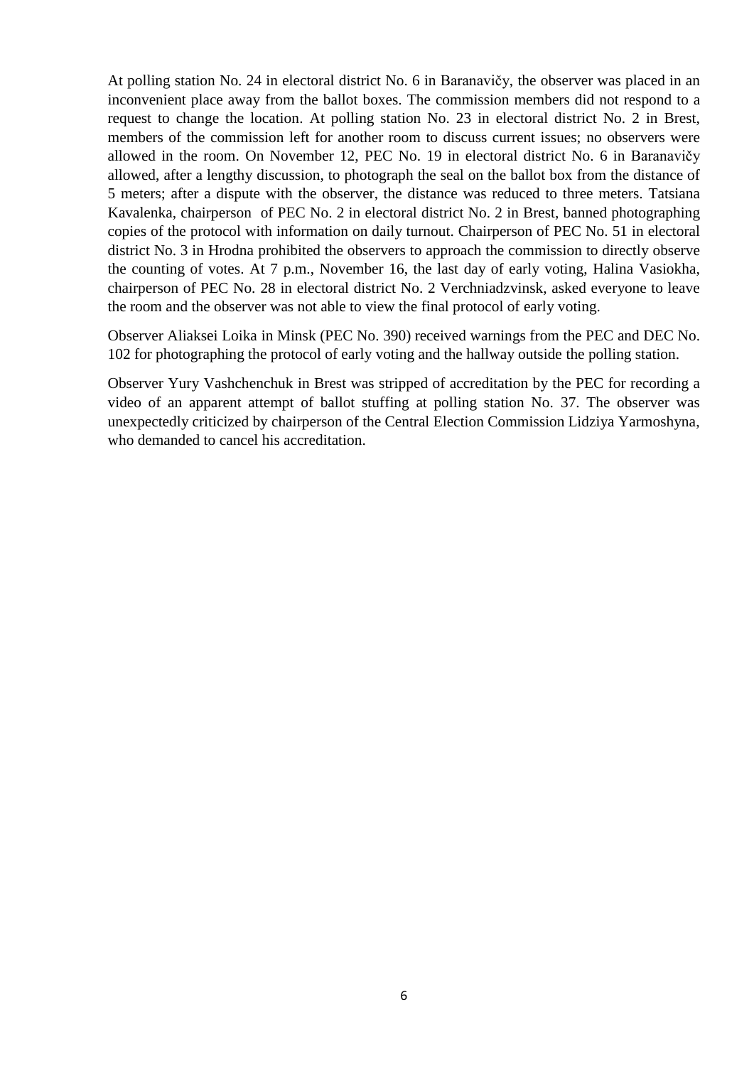At polling station No. 24 in electoral district No. 6 in Baranavičy, the observer was placed in an inconvenient place away from the ballot boxes. The commission members did not respond to a request to change the location. At polling station No. 23 in electoral district No. 2 in Brest, members of the commission left for another room to discuss current issues; no observers were allowed in the room. On November 12, PEC No. 19 in electoral district No. 6 in Baranavičy allowed, after a lengthy discussion, to photograph the seal on the ballot box from the distance of 5 meters; after a dispute with the observer, the distance was reduced to three meters. Tatsiana Kavalenka, chairperson of PEC No. 2 in electoral district No. 2 in Brest, banned photographing copies of the protocol with information on daily turnout. Chairperson of PEC No. 51 in electoral district No. 3 in Hrodna prohibited the observers to approach the commission to directly observe the counting of votes. At 7 p.m., November 16, the last day of early voting, Halina Vasiokha, chairperson of PEC No. 28 in electoral district No. 2 Verchniadzvinsk, asked everyone to leave the room and the observer was not able to view the final protocol of early voting.

Observer Aliaksei Loika in Minsk (PEC No. 390) received warnings from the PEC and DEC No. 102 for photographing the protocol of early voting and the hallway outside the polling station.

Observer Yury Vashchenchuk in Brest was stripped of accreditation by the PEC for recording a video of an apparent attempt of ballot stuffing at polling station No. 37. The observer was unexpectedly criticized by chairperson of the Central Election Commission Lidziya Yarmoshyna, who demanded to cancel his accreditation.